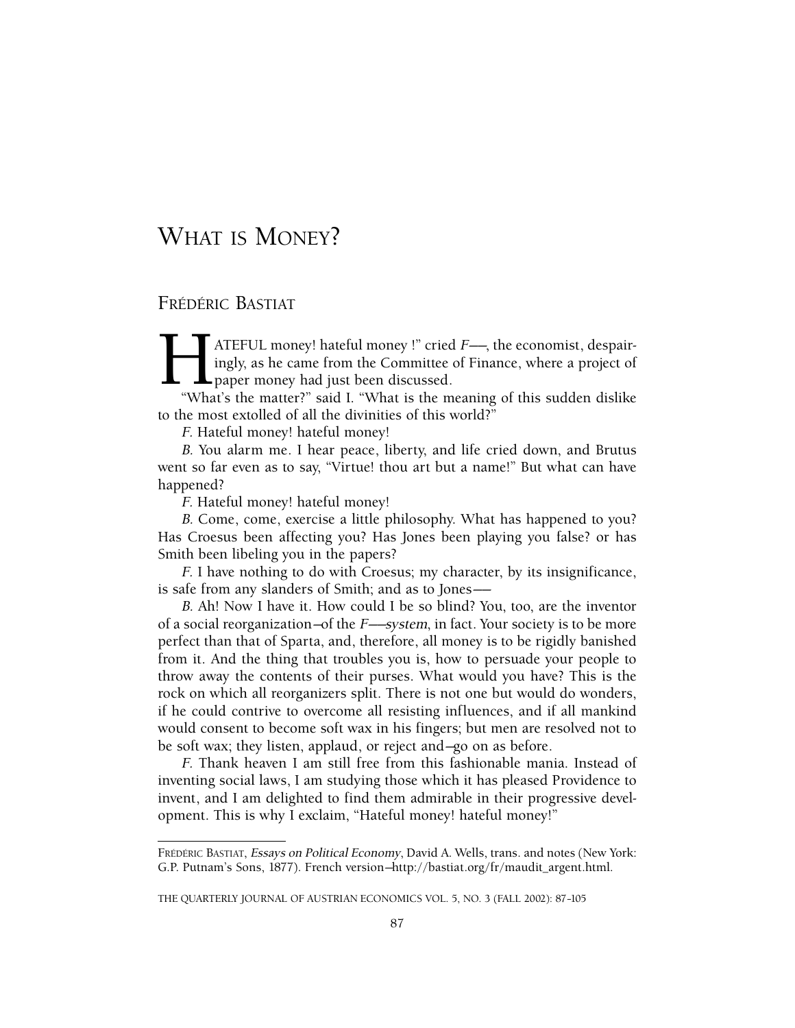# What is Money?

## Frédéric Bastiat

"HATEFUL money! hateful money !" cried *F*—, the economist, despairingly, as he came from the Committee of Finance, where a project of paper money had just been discussed.

"What's the matter?" said I. "What is the meaning of this sudden dislike to the most extolled of all the divinities of this world?"

*F.* Hateful money! hateful money!

*B.* You alarm me. I hear peace, liberty, and life cried down, and Brutus went so far even as to say, "Virtue! thou art but a name!" But what can have happened?

*F.* Hateful money! hateful money!

*B.* Come, come, exercise a little philosophy. What has happened to you? Has Croesus been affecting you? Has Jones been playing you false? or has Smith been libeling you in the papers?

*F.* I have nothing to do with Croesus; my character, by its insignificance, is safe from any slanders of Smith; and as to Jones—

*B.* Ah! Now I have it. How could I be so blind? You, too, are the inventor of a social reorganization—of the *F—system*, in fact. Your society is to be more perfect than that of Sparta, and, therefore, all money is to be rigidly banished from it. And the thing that troubles you is, how to persuade your people to throw away the contents of their purses. What would you have? This is the rock on which all reorganizers split. There is not one but would do wonders, if he could contrive to overcome all resisting influences, and if all mankind would consent to become soft wax in his fingers; but men are resolved not to be soft wax; they listen, applaud, or reject and—go on as before.

*F.* Thank heaven I am still free from this fashionable mania. Instead of inventing social laws, I am studying those which it has pleased Providence to invent, and I am delighted to find them admirable in their progressive development. This is why I exclaim, "Hateful money! hateful money!"

---

Frédéric Bastiat, *Essays on Political Economy*, David A. Wells, trans. and notes (New York: G.P. Putnam's Sons, 1877). French version—http://bastiat.org/fr/maudit_argent.html.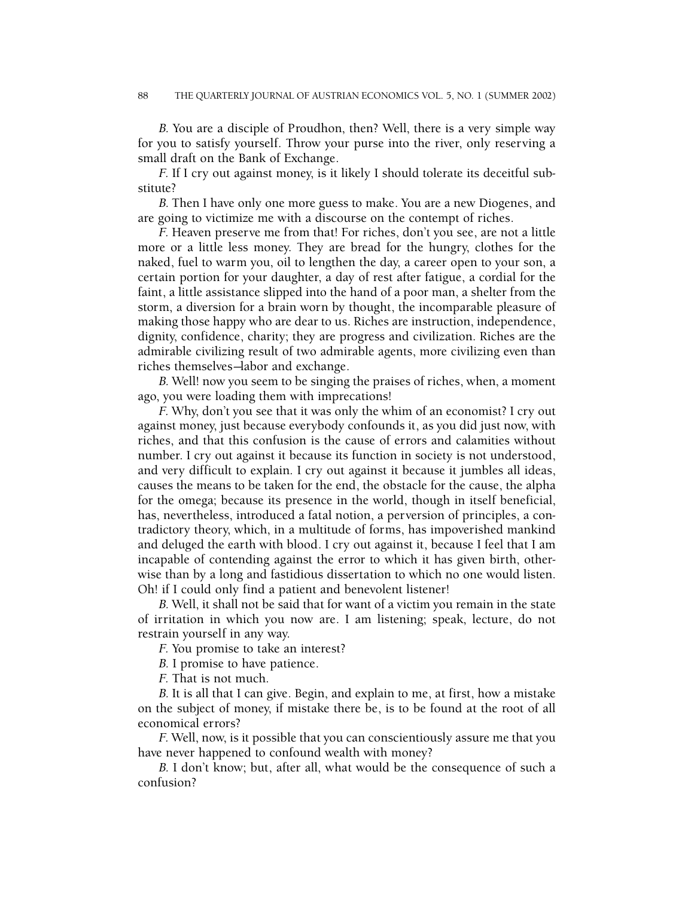*B.* You are a disciple of Proudhon, then? Well, there is a very simple way for you to satisfy yourself. Throw your purse into the river, only reserving a small draft on the Bank of Exchange.

*F.* If I cry out against money, is it likely I should tolerate its deceitful substitute?

*B.* Then I have only one more guess to make. You are a new Diogenes, and are going to victimize me with a discourse on the contempt of riches.

*F.* Heaven preserve me from that! For riches, don't you see, are not a little more or a little less money. They are bread for the hungry, clothes for the naked, fuel to warm you, oil to lengthen the day, a career open to your son, a certain portion for your daughter, a day of rest after fatigue, a cordial for the faint, a little assistance slipped into the hand of a poor man, a shelter from the storm, a diversion for a brain worn by thought, the incomparable pleasure of making those happy who are dear to us. Riches are instruction, independence, dignity, confidence, charity; they are progress and civilization. Riches are the admirable civilizing result of two admirable agents, more civilizing even than riches themselves—labor and exchange.

*B.* Well! now you seem to be singing the praises of riches, when, a moment ago, you were loading them with imprecations!

*F.* Why, don't you see that it was only the whim of an economist? I cry out against money, just because everybody confounds it, as you did just now, with riches, and that this confusion is the cause of errors and calamities without number. I cry out against it because its function in society is not understood, and very difficult to explain. I cry out against it because it jumbles all ideas, causes the means to be taken for the end, the obstacle for the cause, the alpha for the omega; because its presence in the world, though in itself beneficial, has, nevertheless, introduced a fatal notion, a perversion of principles, a contradictory theory, which, in a multitude of forms, has impoverished mankind and deluged the earth with blood. I cry out against it, because I feel that I am incapable of contending against the error to which it has given birth, otherwise than by a long and fastidious dissertation to which no one would listen. Oh! if I could only find a patient and benevolent listener!

*B.* Well, it shall not be said that for want of a victim you remain in the state of irritation in which you now are. I am listening; speak, lecture, do not restrain yourself in any way.

*F.* You promise to take an interest?

*B.* I promise to have patience.

*F.* That is not much.

*B.* It is all that I can give. Begin, and explain to me, at first, how a mistake on the subject of money, if mistake there be, is to be found at the root of all economical errors?

*F.* Well, now, is it possible that you can conscientiously assure me that you have never happened to confound wealth with money?

*B.* I don't know; but, after all, what would be the consequence of such a confusion?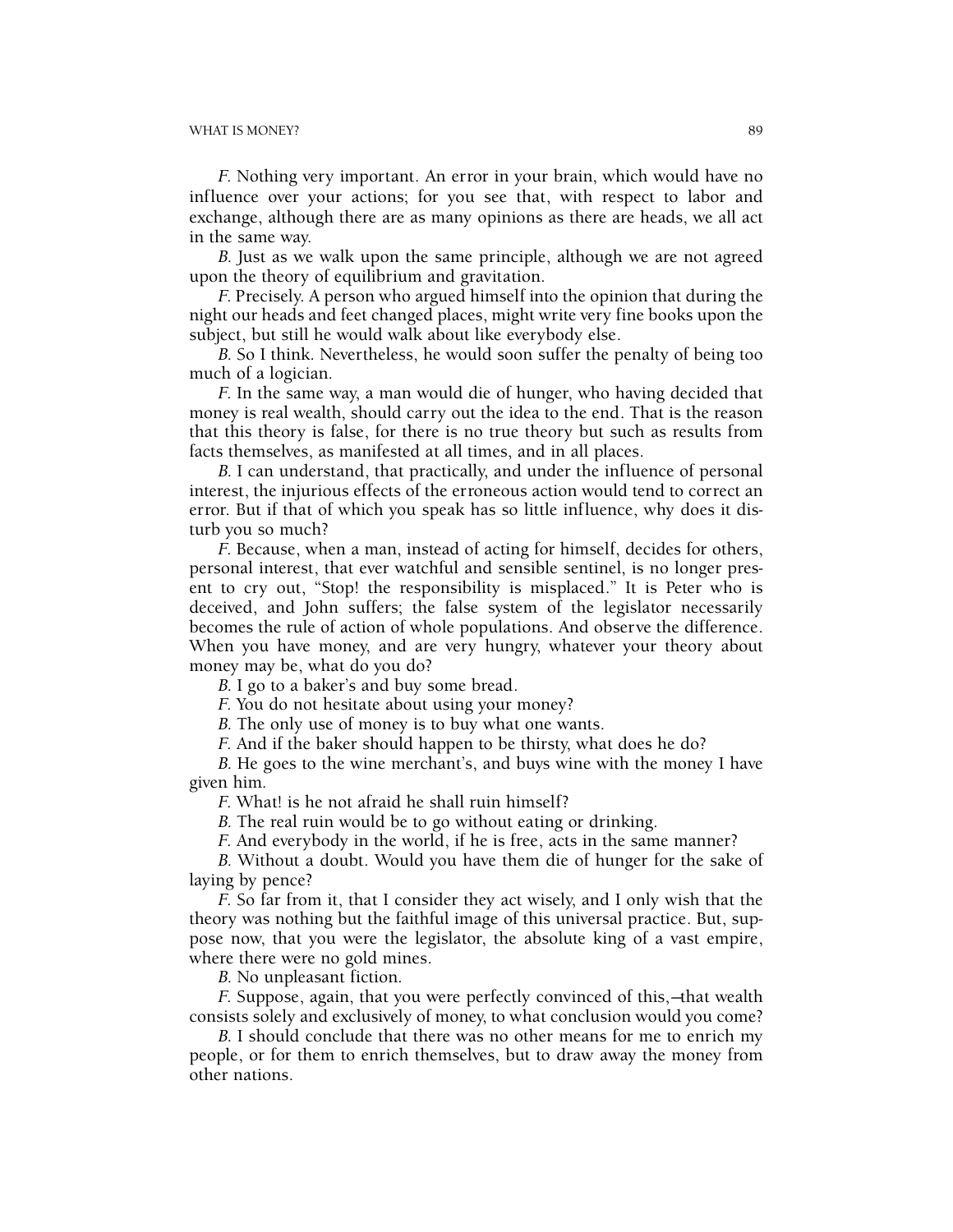*F.* Nothing very important. An error in your brain, which would have no influence over your actions; for you see that, with respect to labor and exchange, although there are as many opinions as there are heads, we all act in the same way.

*B.* Just as we walk upon the same principle, although we are not agreed upon the theory of equilibrium and gravitation.

*F.* Precisely. A person who argued himself into the opinion that during the night our heads and feet changed places, might write very fine books upon the subject, but still he would walk about like everybody else.

*B.* So I think. Nevertheless, he would soon suffer the penalty of being too much of a logician.

*F.* In the same way, a man would die of hunger, who having decided that money is real wealth, should carry out the idea to the end. That is the reason that this theory is false, for there is no true theory but such as results from facts themselves, as manifested at all times, and in all places.

*B.* I can understand, that practically, and under the influence of personal interest, the injurious effects of the erroneous action would tend to correct an error. But if that of which you speak has so little influence, why does it disturb you so much?

*F.* Because, when a man, instead of acting for himself, decides for others, personal interest, that ever watchful and sensible sentinel, is no longer present to cry out, "Stop! the responsibility is misplaced." It is Peter who is deceived, and John suffers; the false system of the legislator necessarily becomes the rule of action of whole populations. And observe the difference. When you have money, and are very hungry, whatever your theory about money may be, what do you do?

*B.* I go to a baker's and buy some bread.

*F.* You do not hesitate about using your money?

*B.* The only use of money is to buy what one wants.

*F.* And if the baker should happen to be thirsty, what does he do?

*B.* He goes to the wine merchant's, and buys wine with the money I have given him.

*F.* What! is he not afraid he shall ruin himself?

*B.* The real ruin would be to go without eating or drinking.

*F.* And everybody in the world, if he is free, acts in the same manner?

*B.* Without a doubt. Would you have them die of hunger for the sake of laying by pence?

*F.* So far from it, that I consider they act wisely, and I only wish that the theory was nothing but the faithful image of this universal practice. But, suppose now, that you were the legislator, the absolute king of a vast empire, where there were no gold mines.

*B.* No unpleasant fiction.

*F.* Suppose, again, that you were perfectly convinced of this,—that wealth consists solely and exclusively of money, to what conclusion would you come?

*B.* I should conclude that there was no other means for me to enrich my people, or for them to enrich themselves, but to draw away the money from other nations.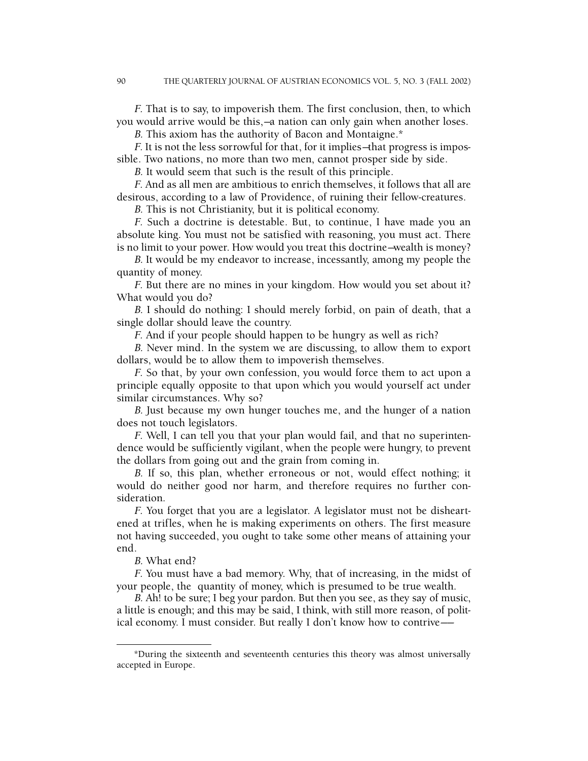*F.* That is to say, to impoverish them. The first conclusion, then, to which you would arrive would be this,—a nation can only gain when another loses.

*B.* This axiom has the authority of Bacon and Montaigne.*

*F.* It is not the less sorrowful for that, for it implies—that progress is impossible. Two nations, no more than two men, cannot prosper side by side.

*B.* It would seem that such is the result of this principle.

*F.* And as all men are ambitious to enrich themselves, it follows that all are desirous, according to a law of Providence, of ruining their fellow-creatures.

*B.* This is not Christianity, but it is political economy.

*F.* Such a doctrine is detestable. But, to continue, I have made you an absolute king. You must not be satisfied with reasoning, you must act. There is no limit to your power. How would you treat this doctrine—wealth is money?

*B.* It would be my endeavor to increase, incessantly, among my people the quantity of money.

*F.* But there are no mines in your kingdom. How would you set about it? What would you do?

*B.* I should do nothing: I should merely forbid, on pain of death, that a single dollar should leave the country.

*F.* And if your people should happen to be hungry as well as rich?

*B.* Never mind. In the system we are discussing, to allow them to export dollars, would be to allow them to impoverish themselves.

*F.* So that, by your own confession, you would force them to act upon a principle equally opposite to that upon which you would yourself act under similar circumstances. Why so?

*B.* Just because my own hunger touches me, and the hunger of a nation does not touch legislators.

*F.* Well, I can tell you that your plan would fail, and that no superintendence would be sufficiently vigilant, when the people were hungry, to prevent the dollars from going out and the grain from coming in.

*B.* If so, this plan, whether erroneous or not, would effect nothing; it would do neither good nor harm, and therefore requires no further consideration.

*F.* You forget that you are a legislator. A legislator must not be disheartened at trifles, when he is making experiments on others. The first measure not having succeeded, you ought to take some other means of attaining your end.

*B.* What end?

*F.* You must have a bad memory. Why, that of increasing, in the midst of your people, the quantity of money, which is presumed to be true wealth.

*B.* Ah! to be sure; I beg your pardon. But then you see, as they say of music, a little is enough; and this may be said, I think, with still more reason, of political economy. I must consider. But really I don't know how to contrive——

---

*During the sixteenth and seventeenth centuries this theory was almost universally accepted in Europe.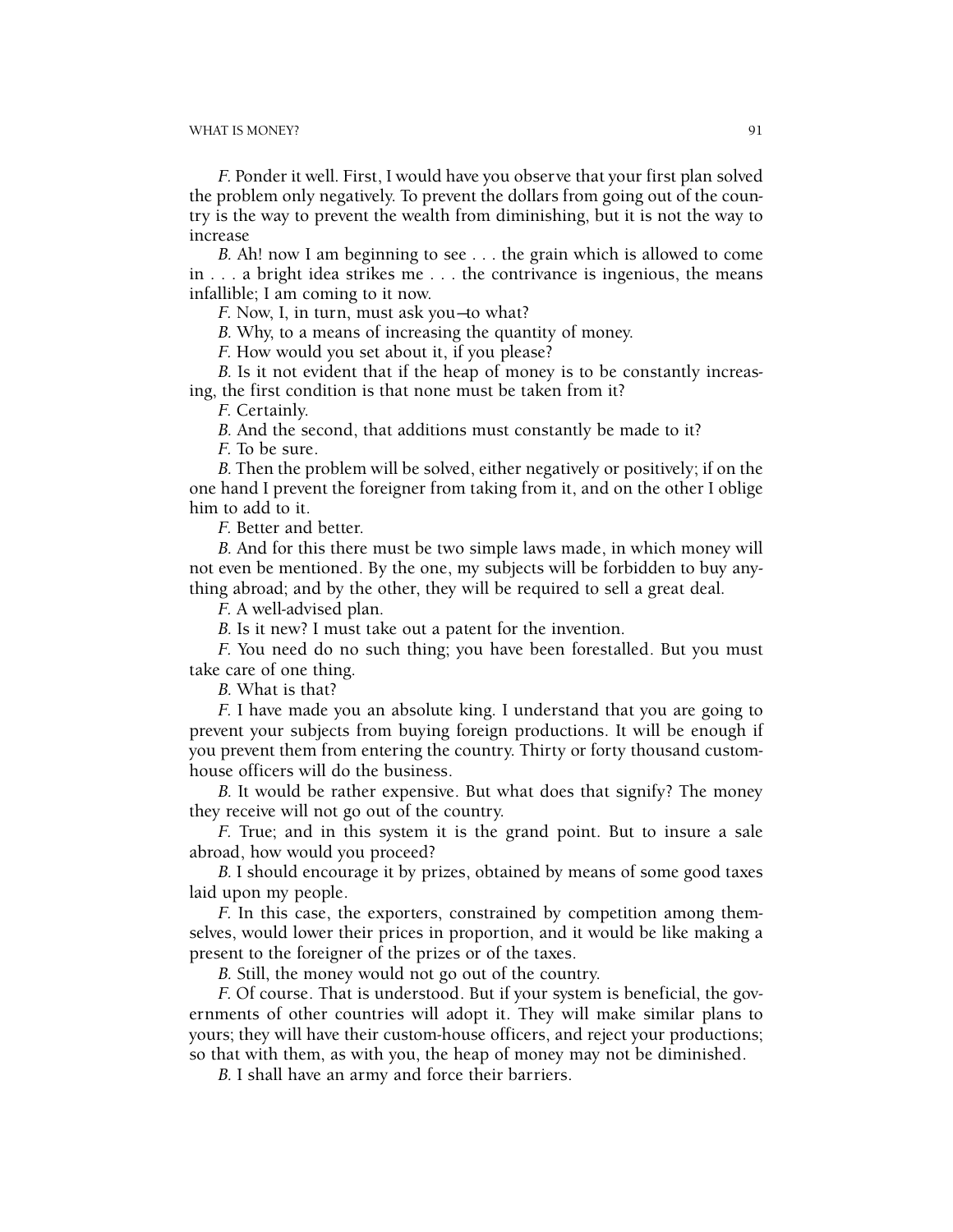*F.* Ponder it well. First, I would have you observe that your first plan solved the problem only negatively. To prevent the dollars from going out of the country is the way to prevent the wealth from diminishing, but it is not the way to increase

*B.* Ah! now I am beginning to see . . . the grain which is allowed to come in . . . a bright idea strikes me . . . the contrivance is ingenious, the means infallible; I am coming to it now.

*F.* Now, I, in turn, must ask you—to what?

*B.* Why, to a means of increasing the quantity of money.

*F.* How would you set about it, if you please?

*B.* Is it not evident that if the heap of money is to be constantly increasing, the first condition is that none must be taken from it?

*F.* Certainly.

*B.* And the second, that additions must constantly be made to it?

*F.* To be sure.

*B.* Then the problem will be solved, either negatively or positively; if on the one hand I prevent the foreigner from taking from it, and on the other I oblige him to add to it.

*F.* Better and better.

*B.* And for this there must be two simple laws made, in which money will not even be mentioned. By the one, my subjects will be forbidden to buy anything abroad; and by the other, they will be required to sell a great deal.

*F.* A well-advised plan.

*B.* Is it new? I must take out a patent for the invention.

*F.* You need do no such thing; you have been forestalled. But you must take care of one thing.

*B.* What is that?

*F.* I have made you an absolute king. I understand that you are going to prevent your subjects from buying foreign productions. It will be enough if you prevent them from entering the country. Thirty or forty thousand custom-house officers will do the business.

*B.* It would be rather expensive. But what does that signify? The money they receive will not go out of the country.

*F.* True; and in this system it is the grand point. But to insure a sale abroad, how would you proceed?

*B.* I should encourage it by prizes, obtained by means of some good taxes laid upon my people.

*F.* In this case, the exporters, constrained by competition among themselves, would lower their prices in proportion, and it would be like making a present to the foreigner of the prizes or of the taxes.

*B.* Still, the money would not go out of the country.

*F.* Of course. That is understood. But if your system is beneficial, the governments of other countries will adopt it. They will make similar plans to yours; they will have their custom-house officers, and reject your productions; so that with them, as with you, the heap of money may not be diminished.

*B.* I shall have an army and force their barriers.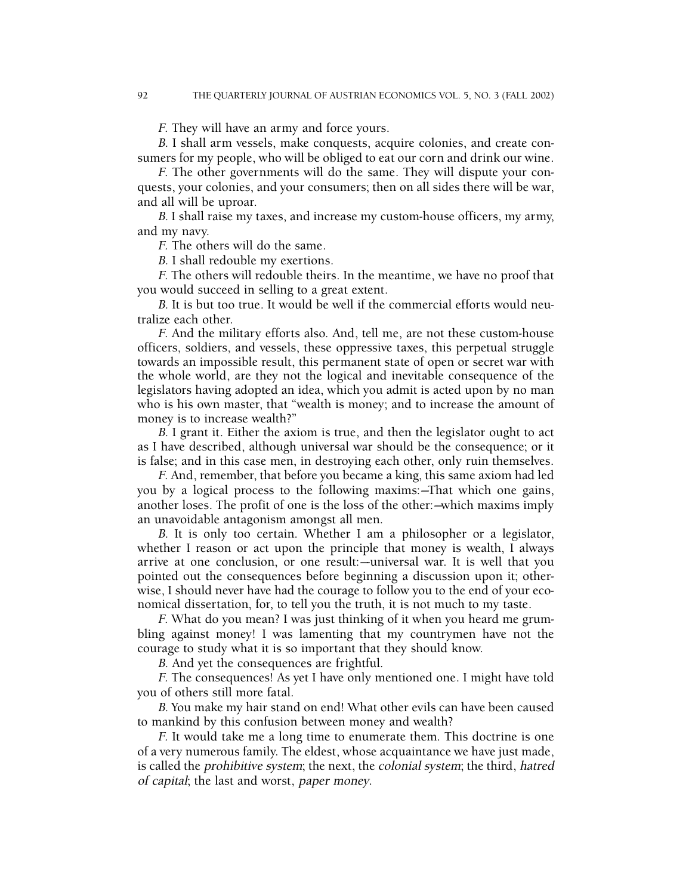*F.* They will have an army and force yours.

*B.* I shall arm vessels, make conquests, acquire colonies, and create consumers for my people, who will be obliged to eat our corn and drink our wine.

*F.* The other governments will do the same. They will dispute your conquests, your colonies, and your consumers; then on all sides there will be war, and all will be uproar.

*B.* I shall raise my taxes, and increase my custom-house officers, my army, and my navy.

*F.* The others will do the same.

*B.* I shall redouble my exertions.

*F.* The others will redouble theirs. In the meantime, we have no proof that you would succeed in selling to a great extent.

*B.* It is but too true. It would be well if the commercial efforts would neutralize each other.

*F.* And the military efforts also. And, tell me, are not these custom-house officers, soldiers, and vessels, these oppressive taxes, this perpetual struggle towards an impossible result, this permanent state of open or secret war with the whole world, are they not the logical and inevitable consequence of the legislators having adopted an idea, which you admit is acted upon by no man who is his own master, that "wealth is money; and to increase the amount of money is to increase wealth?"

*B.* I grant it. Either the axiom is true, and then the legislator ought to act as I have described, although universal war should be the consequence; or it is false; and in this case men, in destroying each other, only ruin themselves.

*F.* And, remember, that before you became a king, this same axiom had led you by a logical process to the following maxims:—That which one gains, another loses. The profit of one is the loss of the other:—which maxims imply an unavoidable antagonism amongst all men.

*B.* It is only too certain. Whether I am a philosopher or a legislator, whether I reason or act upon the principle that money is wealth, I always arrive at one conclusion, or one result:—universal war. It is well that you pointed out the consequences before beginning a discussion upon it; otherwise, I should never have had the courage to follow you to the end of your economical dissertation, for, to tell you the truth, it is not much to my taste.

*F.* What do you mean? I was just thinking of it when you heard me grumbling against money! I was lamenting that my countrymen have not the courage to study what it is so important that they should know.

*B.* And yet the consequences are frightful.

*F.* The consequences! As yet I have only mentioned one. I might have told you of others still more fatal.

*B.* You make my hair stand on end! What other evils can have been caused to mankind by this confusion between money and wealth?

*F.* It would take me a long time to enumerate them. This doctrine is one of a very numerous family. The eldest, whose acquaintance we have just made, is called the *prohibitive system*; the next, the *colonial system*; the third, *hatred of capital*; the last and worst, *paper money*.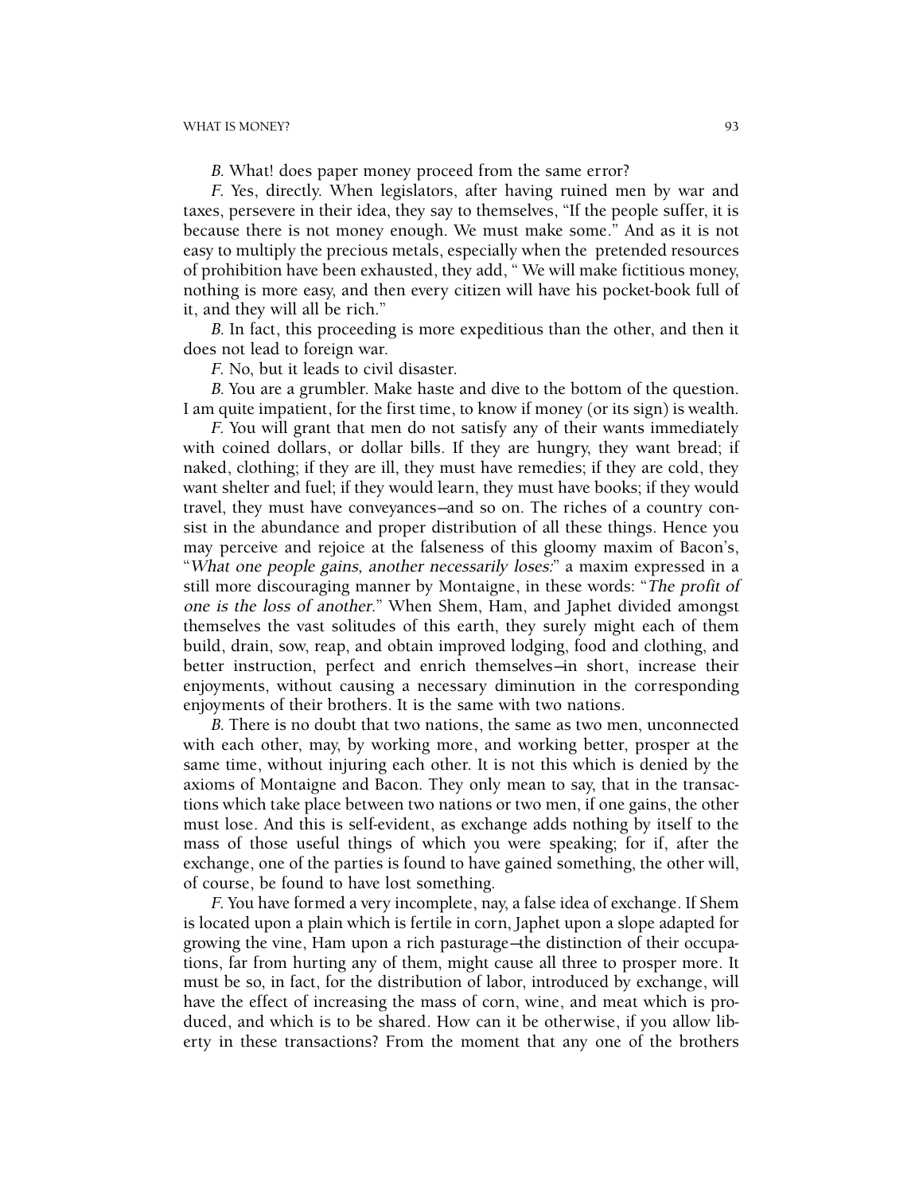*B.* What! does paper money proceed from the same error?

*F.* Yes, directly. When legislators, after having ruined men by war and taxes, persevere in their idea, they say to themselves, "If the people suffer, it is because there is not money enough. We must make some." And as it is not easy to multiply the precious metals, especially when the pretended resources of prohibition have been exhausted, they add, " We will make fictitious money, nothing is more easy, and then every citizen will have his pocket-book full of it, and they will all be rich."

*B.* In fact, this proceeding is more expeditious than the other, and then it does not lead to foreign war.

*F.* No, but it leads to civil disaster.

*B.* You are a grumbler. Make haste and dive to the bottom of the question. I am quite impatient, for the first time, to know if money (or its sign) is wealth.

*F.* You will grant that men do not satisfy any of their wants immediately with coined dollars, or dollar bills. If they are hungry, they want bread; if naked, clothing; if they are ill, they must have remedies; if they are cold, they want shelter and fuel; if they would learn, they must have books; if they would travel, they must have conveyances—and so on. The riches of a country consist in the abundance and proper distribution of all these things. Hence you may perceive and rejoice at the falseness of this gloomy maxim of Bacon's, "*What one people gains, another necessarily loses*:" a maxim expressed in a still more discouraging manner by Montaigne, in these words: "*The profit of one is the loss of another*." When Shem, Ham, and Japhet divided amongst themselves the vast solitudes of this earth, they surely might each of them build, drain, sow, reap, and obtain improved lodging, food and clothing, and better instruction, perfect and enrich themselves—in short, increase their enjoyments, without causing a necessary diminution in the corresponding enjoyments of their brothers. It is the same with two nations.

*B.* There is no doubt that two nations, the same as two men, unconnected with each other, may, by working more, and working better, prosper at the same time, without injuring each other. It is not this which is denied by the axioms of Montaigne and Bacon. They only mean to say, that in the transactions which take place between two nations or two men, if one gains, the other must lose. And this is self-evident, as exchange adds nothing by itself to the mass of those useful things of which you were speaking; for if, after the exchange, one of the parties is found to have gained something, the other will, of course, be found to have lost something.

*F.* You have formed a very incomplete, nay, a false idea of exchange. If Shem is located upon a plain which is fertile in corn, Japhet upon a slope adapted for growing the vine, Ham upon a rich pasturage—the distinction of their occupations, far from hurting any of them, might cause all three to prosper more. It must be so, in fact, for the distribution of labor, introduced by exchange, will have the effect of increasing the mass of corn, wine, and meat which is produced, and which is to be shared. How can it be otherwise, if you allow liberty in these transactions? From the moment that any one of the brothers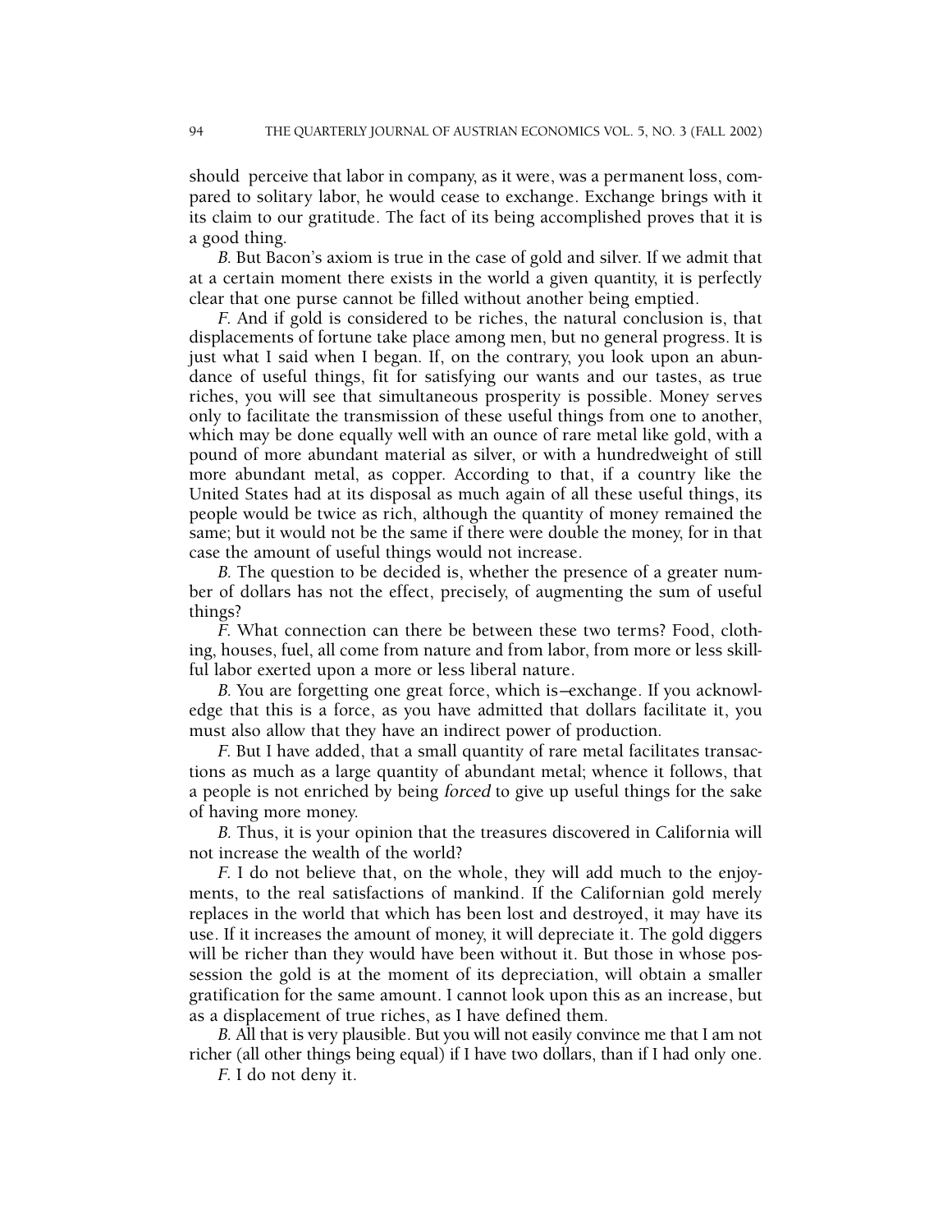should perceive that labor in company, as it were, was a permanent loss, compared to solitary labor, he would cease to exchange. Exchange brings with it its claim to our gratitude. The fact of its being accomplished proves that it is a good thing.

*B.* But Bacon's axiom is true in the case of gold and silver. If we admit that at a certain moment there exists in the world a given quantity, it is perfectly clear that one purse cannot be filled without another being emptied.

*F.* And if gold is considered to be riches, the natural conclusion is, that displacements of fortune take place among men, but no general progress. It is just what I said when I began. If, on the contrary, you look upon an abundance of useful things, fit for satisfying our wants and our tastes, as true riches, you will see that simultaneous prosperity is possible. Money serves only to facilitate the transmission of these useful things from one to another, which may be done equally well with an ounce of rare metal like gold, with a pound of more abundant material as silver, or with a hundredweight of still more abundant metal, as copper. According to that, if a country like the United States had at its disposal as much again of all these useful things, its people would be twice as rich, although the quantity of money remained the same; but it would not be the same if there were double the money, for in that case the amount of useful things would not increase.

*B.* The question to be decided is, whether the presence of a greater number of dollars has not the effect, precisely, of augmenting the sum of useful things?

*F.* What connection can there be between these two terms? Food, clothing, houses, fuel, all come from nature and from labor, from more or less skillful labor exerted upon a more or less liberal nature.

*B.* You are forgetting one great force, which is—exchange. If you acknowledge that this is a force, as you have admitted that dollars facilitate it, you must also allow that they have an indirect power of production.

*F.* But I have added, that a small quantity of rare metal facilitates transactions as much as a large quantity of abundant metal; whence it follows, that a people is not enriched by being *forced* to give up useful things for the sake of having more money.

*B.* Thus, it is your opinion that the treasures discovered in California will not increase the wealth of the world?

*F.* I do not believe that, on the whole, they will add much to the enjoyments, to the real satisfactions of mankind. If the Californian gold merely replaces in the world that which has been lost and destroyed, it may have its use. If it increases the amount of money, it will depreciate it. The gold diggers will be richer than they would have been without it. But those in whose possession the gold is at the moment of its depreciation, will obtain a smaller gratification for the same amount. I cannot look upon this as an increase, but as a displacement of true riches, as I have defined them.

*B.* All that is very plausible. But you will not easily convince me that I am not richer (all other things being equal) if I have two dollars, than if I had only one.

*F.* I do not deny it.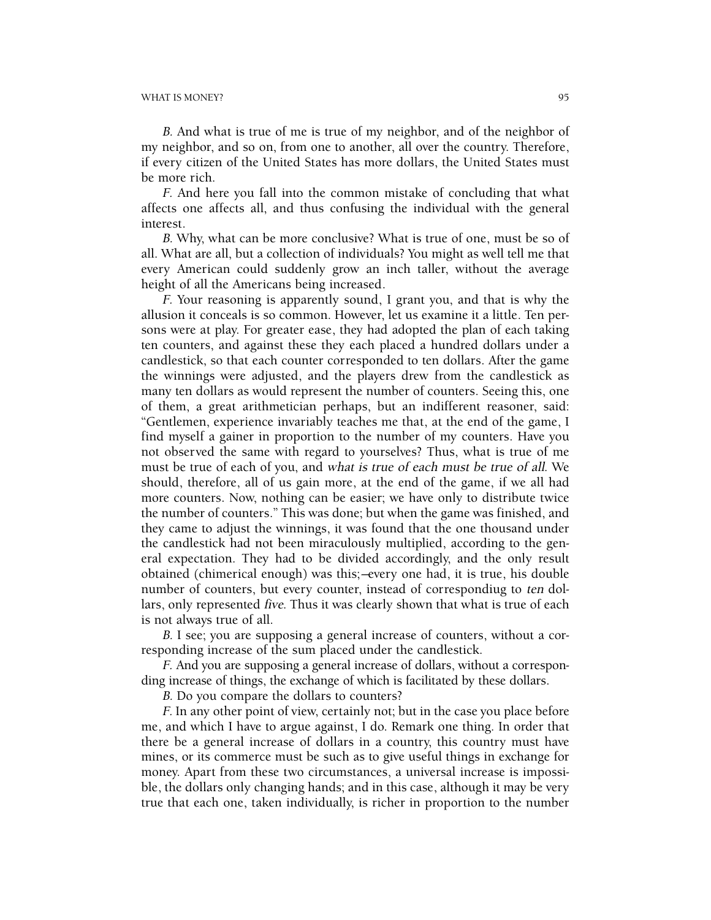*B.* And what is true of me is true of my neighbor, and of the neighbor of my neighbor, and so on, from one to another, all over the country. Therefore, if every citizen of the United States has more dollars, the United States must be more rich.

*F.* And here you fall into the common mistake of concluding that what affects one affects all, and thus confusing the individual with the general interest.

*B.* Why, what can be more conclusive? What is true of one, must be so of all. What are all, but a collection of individuals? You might as well tell me that every American could suddenly grow an inch taller, without the average height of all the Americans being increased.

*F.* Your reasoning is apparently sound, I grant you, and that is why the allusion it conceals is so common. However, let us examine it a little. Ten persons were at play. For greater ease, they had adopted the plan of each taking ten counters, and against these they each placed a hundred dollars under a candlestick, so that each counter corresponded to ten dollars. After the game the winnings were adjusted, and the players drew from the candlestick as many ten dollars as would represent the number of counters. Seeing this, one of them, a great arithmetician perhaps, but an indifferent reasoner, said: "Gentlemen, experience invariably teaches me that, at the end of the game, I find myself a gainer in proportion to the number of my counters. Have you not observed the same with regard to yourselves? Thus, what is true of me must be true of each of you, and *what is true of each must be true of all*. We should, therefore, all of us gain more, at the end of the game, if we all had more counters. Now, nothing can be easier; we have only to distribute twice the number of counters." This was done; but when the game was finished, and they came to adjust the winnings, it was found that the one thousand under the candlestick had not been miraculously multiplied, according to the general expectation. They had to be divided accordingly, and the only result obtained (chimerical enough) was this;—every one had, it is true, his double number of counters, but every counter, instead of correspondiug to *ten* dollars, only represented *five*. Thus it was clearly shown that what is true of each is not always true of all.

*B.* I see; you are supposing a general increase of counters, without a corresponding increase of the sum placed under the candlestick.

*F.* And you are supposing a general increase of dollars, without a corresponding increase of things, the exchange of which is facilitated by these dollars.

*B.* Do you compare the dollars to counters?

*F.* In any other point of view, certainly not; but in the case you place before me, and which I have to argue against, I do. Remark one thing. In order that there be a general increase of dollars in a country, this country must have mines, or its commerce must be such as to give useful things in exchange for money. Apart from these two circumstances, a universal increase is impossible, the dollars only changing hands; and in this case, although it may be very true that each one, taken individually, is richer in proportion to the number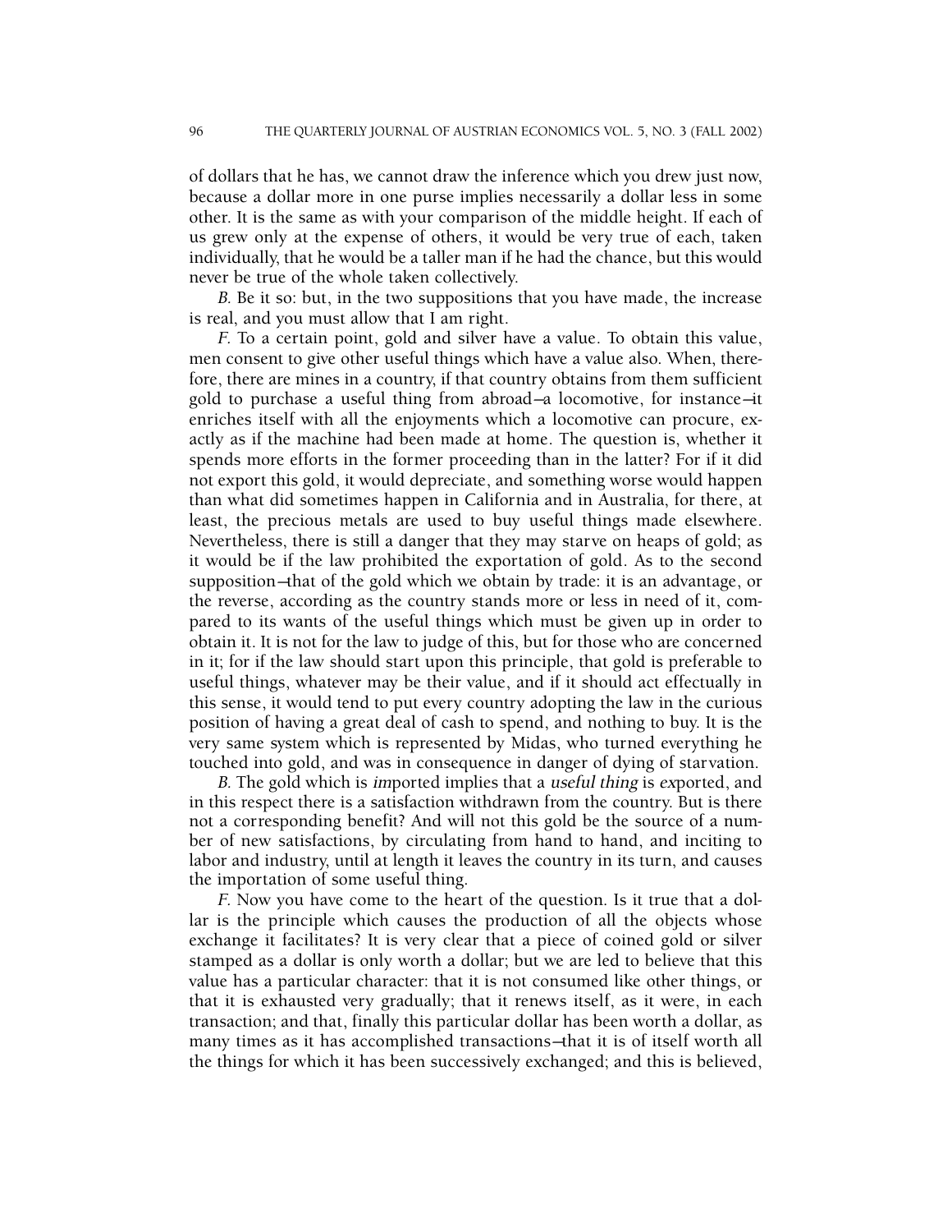of dollars that he has, we cannot draw the inference which you drew just now, because a dollar more in one purse implies necessarily a dollar less in some other. It is the same as with your comparison of the middle height. If each of us grew only at the expense of others, it would be very true of each, taken individually, that he would be a taller man if he had the chance, but this would never be true of the whole taken collectively.

*B.* Be it so: but, in the two suppositions that you have made, the increase is real, and you must allow that I am right.

*F.* To a certain point, gold and silver have a value. To obtain this value, men consent to give other useful things which have a value also. When, therefore, there are mines in a country, if that country obtains from them sufficient gold to purchase a useful thing from abroad—a locomotive, for instance—it enriches itself with all the enjoyments which a locomotive can procure, exactly as if the machine had been made at home. The question is, whether it spends more efforts in the former proceeding than in the latter? For if it did not export this gold, it would depreciate, and something worse would happen than what did sometimes happen in California and in Australia, for there, at least, the precious metals are used to buy useful things made elsewhere. Nevertheless, there is still a danger that they may starve on heaps of gold; as it would be if the law prohibited the exportation of gold. As to the second supposition—that of the gold which we obtain by trade: it is an advantage, or the reverse, according as the country stands more or less in need of it, compared to its wants of the useful things which must be given up in order to obtain it. It is not for the law to judge of this, but for those who are concerned in it; for if the law should start upon this principle, that gold is preferable to useful things, whatever may be their value, and if it should act effectually in this sense, it would tend to put every country adopting the law in the curious position of having a great deal of cash to spend, and nothing to buy. It is the very same system which is represented by Midas, who turned everything he touched into gold, and was in consequence in danger of dying of starvation.

*B.* The gold which is *im*ported implies that a *useful thing* is *ex*ported, and in this respect there is a satisfaction withdrawn from the country. But is there not a corresponding benefit? And will not this gold be the source of a number of new satisfactions, by circulating from hand to hand, and inciting to labor and industry, until at length it leaves the country in its turn, and causes the importation of some useful thing.

*F.* Now you have come to the heart of the question. Is it true that a dollar is the principle which causes the production of all the objects whose exchange it facilitates? It is very clear that a piece of coined gold or silver stamped as a dollar is only worth a dollar; but we are led to believe that this value has a particular character: that it is not consumed like other things, or that it is exhausted very gradually; that it renews itself, as it were, in each transaction; and that, finally this particular dollar has been worth a dollar, as many times as it has accomplished transactions—that it is of itself worth all the things for which it has been successively exchanged; and this is believed,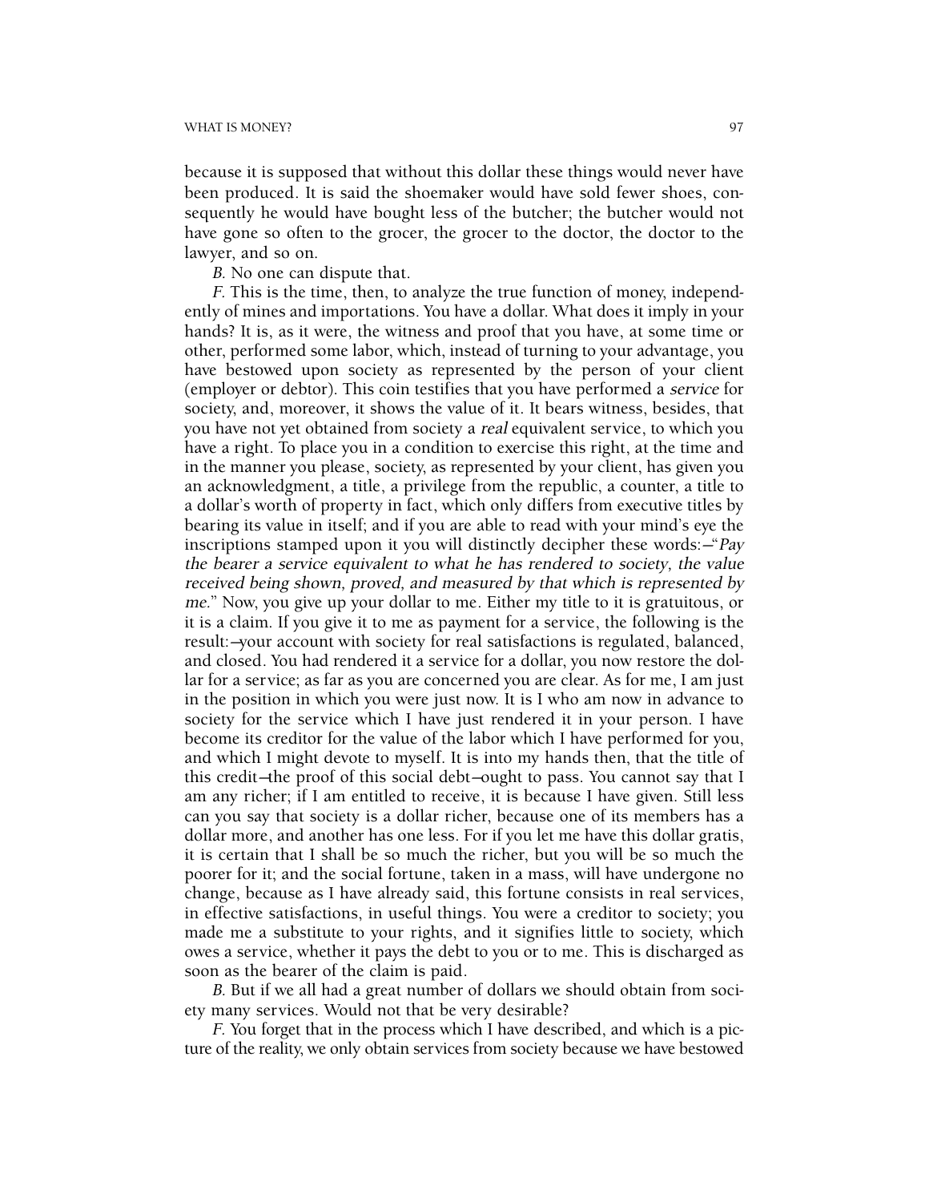because it is supposed that without this dollar these things would never have been produced. It is said the shoemaker would have sold fewer shoes, consequently he would have bought less of the butcher; the butcher would not have gone so often to the grocer, the grocer to the doctor, the doctor to the lawyer, and so on.

*B.* No one can dispute that.

*F.* This is the time, then, to analyze the true function of money, independently of mines and importations. You have a dollar. What does it imply in your hands? It is, as it were, the witness and proof that you have, at some time or other, performed some labor, which, instead of turning to your advantage, you have bestowed upon society as represented by the person of your client (employer or debtor). This coin testifies that you have performed a *service* for society, and, moreover, it shows the value of it. It bears witness, besides, that you have not yet obtained from society a *real* equivalent service, to which you have a right. To place you in a condition to exercise this right, at the time and in the manner you please, society, as represented by your client, has given you an acknowledgment, a title, a privilege from the republic, a counter, a title to a dollar's worth of property in fact, which only differs from executive titles by bearing its value in itself; and if you are able to read with your mind's eye the inscriptions stamped upon it you will distinctly decipher these words:—"*Pay the bearer a service equivalent to what he has rendered to society, the value received being shown, proved, and measured by that which is represented by me.*" Now, you give up your dollar to me. Either my title to it is gratuitous, or it is a claim. If you give it to me as payment for a service, the following is the result:—your account with society for real satisfactions is regulated, balanced, and closed. You had rendered it a service for a dollar, you now restore the dollar for a service; as far as you are concerned you are clear. As for me, I am just in the position in which you were just now. It is I who am now in advance to society for the service which I have just rendered it in your person. I have become its creditor for the value of the labor which I have performed for you, and which I might devote to myself. It is into my hands then, that the title of this credit—the proof of this social debt—ought to pass. You cannot say that I am any richer; if I am entitled to receive, it is because I have given. Still less can you say that society is a dollar richer, because one of its members has a dollar more, and another has one less. For if you let me have this dollar gratis, it is certain that I shall be so much the richer, but you will be so much the poorer for it; and the social fortune, taken in a mass, will have undergone no change, because as I have already said, this fortune consists in real services, in effective satisfactions, in useful things. You were a creditor to society; you made me a substitute to your rights, and it signifies little to society, which owes a service, whether it pays the debt to you or to me. This is discharged as soon as the bearer of the claim is paid.

*B.* But if we all had a great number of dollars we should obtain from society many services. Would not that be very desirable?

*F.* You forget that in the process which I have described, and which is a picture of the reality, we only obtain services from society because we have bestowed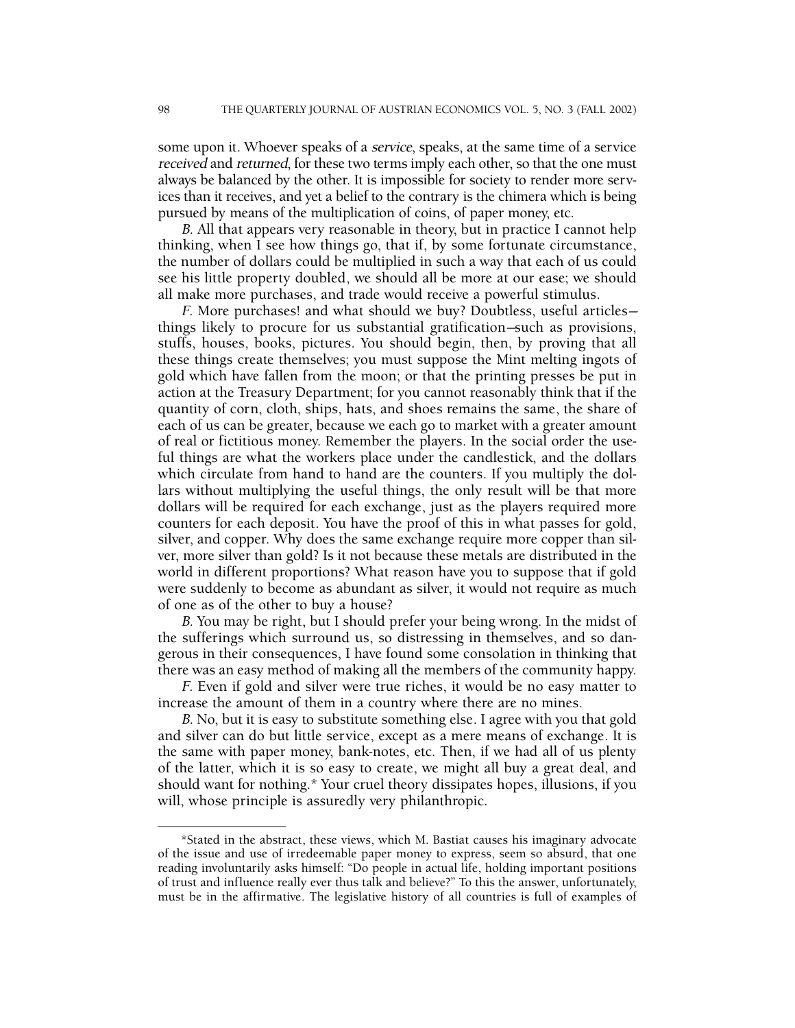some upon it. Whoever speaks of a *service*, speaks, at the same time of a service *received* and *returned*, for these two terms imply each other, so that the one must always be balanced by the other. It is impossible for society to render more services than it receives, and yet a belief to the contrary is the chimera which is being pursued by means of the multiplication of coins, of paper money, etc.

*B.* All that appears very reasonable in theory, but in practice I cannot help thinking, when I see how things go, that if, by some fortunate circumstance, the number of dollars could be multiplied in such a way that each of us could see his little property doubled, we should all be more at our ease; we should all make more purchases, and trade would receive a powerful stimulus.

*F.* More purchases! and what should we buy? Doubtless, useful articles—things likely to procure for us substantial gratification—such as provisions, stuffs, houses, books, pictures. You should begin, then, by proving that all these things create themselves; you must suppose the Mint melting ingots of gold which have fallen from the moon; or that the printing presses be put in action at the Treasury Department; for you cannot reasonably think that if the quantity of corn, cloth, ships, hats, and shoes remains the same, the share of each of us can be greater, because we each go to market with a greater amount of real or fictitious money. Remember the players. In the social order the useful things are what the workers place under the candlestick, and the dollars which circulate from hand to hand are the counters. If you multiply the dollars without multiplying the useful things, the only result will be that more dollars will be required for each exchange, just as the players required more counters for each deposit. You have the proof of this in what passes for gold, silver, and copper. Why does the same exchange require more copper than silver, more silver than gold? Is it not because these metals are distributed in the world in different proportions? What reason have you to suppose that if gold were suddenly to become as abundant as silver, it would not require as much of one as of the other to buy a house?

*B.* You may be right, but I should prefer your being wrong. In the midst of the sufferings which surround us, so distressing in themselves, and so dangerous in their consequences, I have found some consolation in thinking that there was an easy method of making all the members of the community happy.

*F.* Even if gold and silver were true riches, it would be no easy matter to increase the amount of them in a country where there are no mines.

*B.* No, but it is easy to substitute something else. I agree with you that gold and silver can do but little service, except as a mere means of exchange. It is the same with paper money, bank-notes, etc. Then, if we had all of us plenty of the latter, which it is so easy to create, we might all buy a great deal, and should want for nothing.* Your cruel theory dissipates hopes, illusions, if you will, whose principle is assuredly very philanthropic.

*Stated in the abstract, these views, which M. Bastiat causes his imaginary advocate of the issue and use of irredeemable paper money to express, seem so absurd, that one reading involuntarily asks himself: "Do people in actual life, holding important positions of trust and influence really ever thus talk and believe?" To this the answer, unfortunately, must be in the affirmative. The legislative history of all countries is full of examples of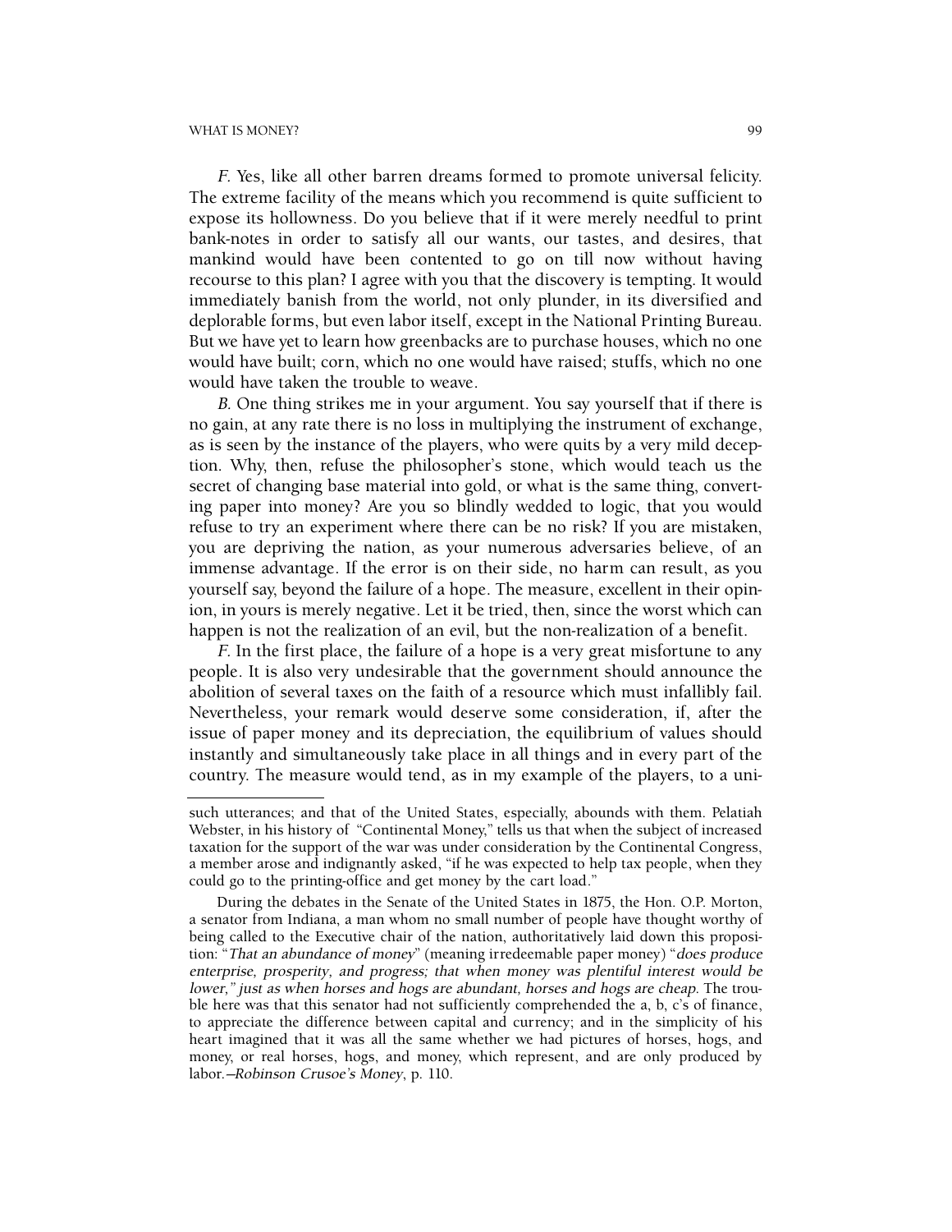*F.* Yes, like all other barren dreams formed to promote universal felicity. The extreme facility of the means which you recommend is quite sufficient to expose its hollowness. Do you believe that if it were merely needful to print bank-notes in order to satisfy all our wants, our tastes, and desires, that mankind would have been contented to go on till now without having recourse to this plan? I agree with you that the discovery is tempting. It would immediately banish from the world, not only plunder, in its diversified and deplorable forms, but even labor itself, except in the National Printing Bureau. But we have yet to learn how greenbacks are to purchase houses, which no one would have built; corn, which no one would have raised; stuffs, which no one would have taken the trouble to weave.

*B.* One thing strikes me in your argument. You say yourself that if there is no gain, at any rate there is no loss in multiplying the instrument of exchange, as is seen by the instance of the players, who were quits by a very mild deception. Why, then, refuse the philosopher's stone, which would teach us the secret of changing base material into gold, or what is the same thing, converting paper into money? Are you so blindly wedded to logic, that you would refuse to try an experiment where there can be no risk? If you are mistaken, you are depriving the nation, as your numerous adversaries believe, of an immense advantage. If the error is on their side, no harm can result, as you yourself say, beyond the failure of a hope. The measure, excellent in their opinion, in yours is merely negative. Let it be tried, then, since the worst which can happen is not the realization of an evil, but the non-realization of a benefit.

*F.* In the first place, the failure of a hope is a very great misfortune to any people. It is also very undesirable that the government should announce the abolition of several taxes on the faith of a resource which must infallibly fail. Nevertheless, your remark would deserve some consideration, if, after the issue of paper money and its depreciation, the equilibrium of values should instantly and simultaneously take place in all things and in every part of the country. The measure would tend, as in my example of the players, to a uni-

---

such utterances; and that of the United States, especially, abounds with them. Pelatiah Webster, in his history of "Continental Money," tells us that when the subject of increased taxation for the support of the war was under consideration by the Continental Congress, a member arose and indignantly asked, "if he was expected to help tax people, when they could go to the printing-office and get money by the cart load."

During the debates in the Senate of the United States in 1875, the Hon. O.P. Morton, a senator from Indiana, a man whom no small number of people have thought worthy of being called to the Executive chair of the nation, authoritatively laid down this proposition: "*That an abundance of money*" (meaning irredeemable paper money) "*does produce enterprise, prosperity, and progress; that when money was plentiful interest would be lower," just as when horses and hogs are abundant, horses and hogs are cheap.* The trouble here was that this senator had not sufficiently comprehended the a, b, c's of finance, to appreciate the difference between capital and currency; and in the simplicity of his heart imagined that it was all the same whether we had pictures of horses, hogs, and money, or real horses, hogs, and money, which represent, and are only produced by labor.—*Robinson Crusoe's Money*, p. 110.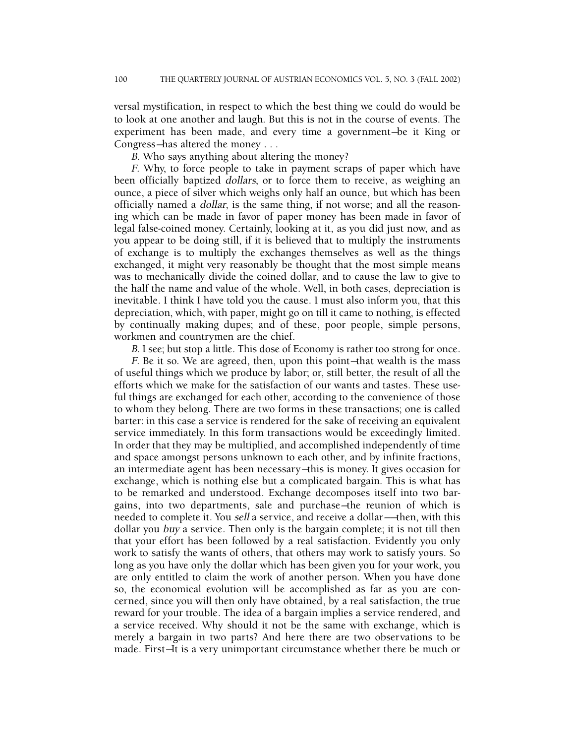versal mystification, in respect to which the best thing we could do would be to look at one another and laugh. But this is not in the course of events. The experiment has been made, and every time a government—be it King or Congress—has altered the money . . .

*B.* Who says anything about altering the money?

*F.* Why, to force people to take in payment scraps of paper which have been officially baptized *dollars*, or to force them to receive, as weighing an ounce, a piece of silver which weighs only half an ounce, but which has been officially named a *dollar*, is the same thing, if not worse; and all the reasoning which can be made in favor of paper money has been made in favor of legal false-coined money. Certainly, looking at it, as you did just now, and as you appear to be doing still, if it is believed that to multiply the instruments of exchange is to multiply the exchanges themselves as well as the things exchanged, it might very reasonably be thought that the most simple means was to mechanically divide the coined dollar, and to cause the law to give to the half the name and value of the whole. Well, in both cases, depreciation is inevitable. I think I have told you the cause. I must also inform you, that this depreciation, which, with paper, might go on till it came to nothing, is effected by continually making dupes; and of these, poor people, simple persons, workmen and countrymen are the chief.

*B.* I see; but stop a little. This dose of Economy is rather too strong for once.

*F.* Be it so. We are agreed, then, upon this point—that wealth is the mass of useful things which we produce by labor; or, still better, the result of all the efforts which we make for the satisfaction of our wants and tastes. These useful things are exchanged for each other, according to the convenience of those to whom they belong. There are two forms in these transactions; one is called barter: in this case a service is rendered for the sake of receiving an equivalent service immediately. In this form transactions would be exceedingly limited. In order that they may be multiplied, and accomplished independently of time and space amongst persons unknown to each other, and by infinite fractions, an intermediate agent has been necessary—this is money. It gives occasion for exchange, which is nothing else but a complicated bargain. This is what has to be remarked and understood. Exchange decomposes itself into two bargains, into two departments, sale and purchase—the reunion of which is needed to complete it. You *sell* a service, and receive a dollar—then, with this dollar you *buy* a service. Then only is the bargain complete; it is not till then that your effort has been followed by a real satisfaction. Evidently you only work to satisfy the wants of others, that others may work to satisfy yours. So long as you have only the dollar which has been given you for your work, you are only entitled to claim the work of another person. When you have done so, the economical evolution will be accomplished as far as you are concerned, since you will then only have obtained, by a real satisfaction, the true reward for your trouble. The idea of a bargain implies a service rendered, and a service received. Why should it not be the same with exchange, which is merely a bargain in two parts? And here there are two observations to be made. First—It is a very unimportant circumstance whether there be much or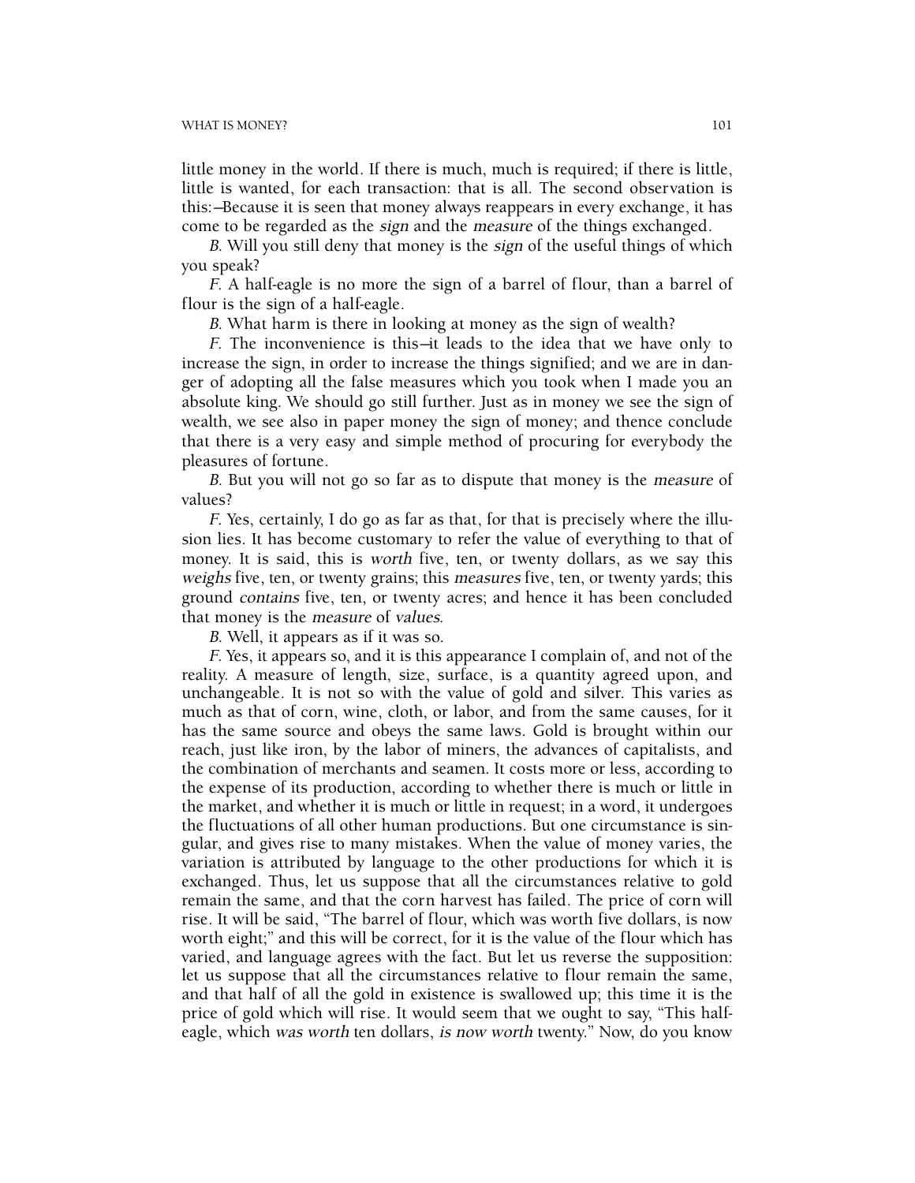little money in the world. If there is much, much is required; if there is little, little is wanted, for each transaction: that is all. The second observation is this:—Because it is seen that money always reappears in every exchange, it has come to be regarded as the *sign* and the *measure* of the things exchanged.

*B.* Will you still deny that money is the *sign* of the useful things of which you speak?

*F.* A half-eagle is no more the sign of a barrel of flour, than a barrel of flour is the sign of a half-eagle.

*B.* What harm is there in looking at money as the sign of wealth?

*F.* The inconvenience is this—it leads to the idea that we have only to increase the sign, in order to increase the things signified; and we are in danger of adopting all the false measures which you took when I made you an absolute king. We should go still further. Just as in money we see the sign of wealth, we see also in paper money the sign of money; and thence conclude that there is a very easy and simple method of procuring for everybody the pleasures of fortune.

*B.* But you will not go so far as to dispute that money is the *measure* of values?

*F.* Yes, certainly, I do go as far as that, for that is precisely where the illusion lies. It has become customary to refer the value of everything to that of money. It is said, this is *worth* five, ten, or twenty dollars, as we say this *weighs* five, ten, or twenty grains; this *measures* five, ten, or twenty yards; this ground *contains* five, ten, or twenty acres; and hence it has been concluded that money is the *measure* of *values*.

*B.* Well, it appears as if it was so.

*F.* Yes, it appears so, and it is this appearance I complain of, and not of the reality. A measure of length, size, surface, is a quantity agreed upon, and unchangeable. It is not so with the value of gold and silver. This varies as much as that of corn, wine, cloth, or labor, and from the same causes, for it has the same source and obeys the same laws. Gold is brought within our reach, just like iron, by the labor of miners, the advances of capitalists, and the combination of merchants and seamen. It costs more or less, according to the expense of its production, according to whether there is much or little in the market, and whether it is much or little in request; in a word, it undergoes the fluctuations of all other human productions. But one circumstance is singular, and gives rise to many mistakes. When the value of money varies, the variation is attributed by language to the other productions for which it is exchanged. Thus, let us suppose that all the circumstances relative to gold remain the same, and that the corn harvest has failed. The price of corn will rise. It will be said, "The barrel of flour, which was worth five dollars, is now worth eight;" and this will be correct, for it is the value of the flour which has varied, and language agrees with the fact. But let us reverse the supposition: let us suppose that all the circumstances relative to flour remain the same, and that half of all the gold in existence is swallowed up; this time it is the price of gold which will rise. It would seem that we ought to say, "This half-eagle, which *was worth* ten dollars, *is now worth* twenty." Now, do you know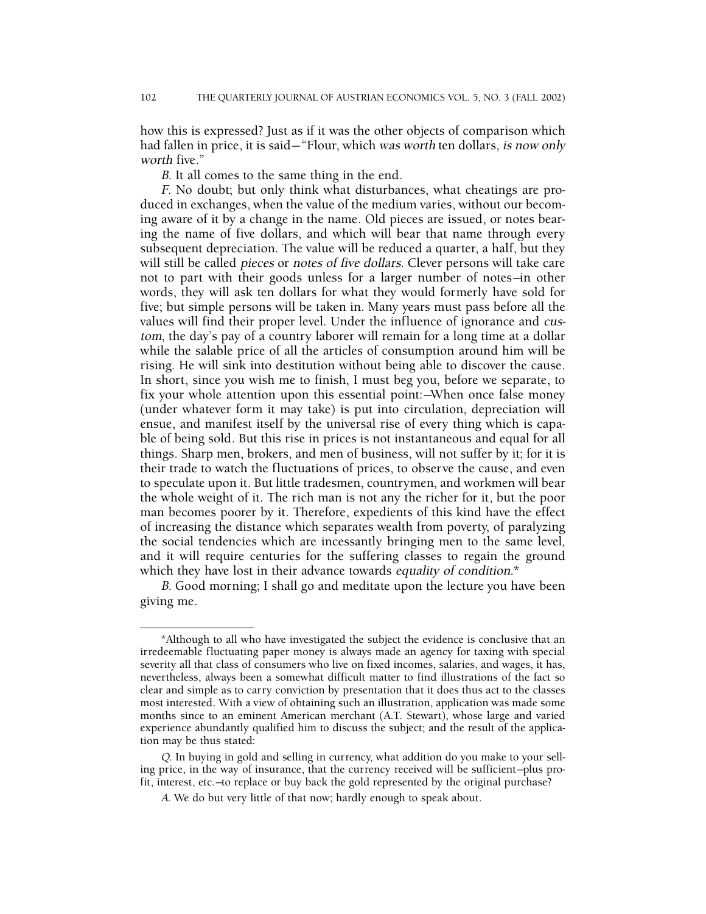how this is expressed? Just as if it was the other objects of comparison which had fallen in price, it is said—"Flour, which *was worth* ten dollars, *is now only worth* five."

*B.* It all comes to the same thing in the end.

*F.* No doubt; but only think what disturbances, what cheatings are produced in exchanges, when the value of the medium varies, without our becoming aware of it by a change in the name. Old pieces are issued, or notes bearing the name of five dollars, and which will bear that name through every subsequent depreciation. The value will be reduced a quarter, a half, but they will still be called *pieces* or *notes of five dollars*. Clever persons will take care not to part with their goods unless for a larger number of notes—in other words, they will ask ten dollars for what they would formerly have sold for five; but simple persons will be taken in. Many years must pass before all the values will find their proper level. Under the influence of ignorance and *custom*, the day's pay of a country laborer will remain for a long time at a dollar while the salable price of all the articles of consumption around him will be rising. He will sink into destitution without being able to discover the cause. In short, since you wish me to finish, I must beg you, before we separate, to fix your whole attention upon this essential point:—When once false money (under whatever form it may take) is put into circulation, depreciation will ensue, and manifest itself by the universal rise of every thing which is capable of being sold. But this rise in prices is not instantaneous and equal for all things. Sharp men, brokers, and men of business, will not suffer by it; for it is their trade to watch the fluctuations of prices, to observe the cause, and even to speculate upon it. But little tradesmen, countrymen, and workmen will bear the whole weight of it. The rich man is not any the richer for it, but the poor man becomes poorer by it. Therefore, expedients of this kind have the effect of increasing the distance which separates wealth from poverty, of paralyzing the social tendencies which are incessantly bringing men to the same level, and it will require centuries for the suffering classes to regain the ground which they have lost in their advance towards *equality of condition*.*

*B.* Good morning; I shall go and meditate upon the lecture you have been giving me.

---

*Although to all who have investigated the subject the evidence is conclusive that an irredeemable fluctuating paper money is always made an agency for taxing with special severity all that class of consumers who live on fixed incomes, salaries, and wages, it has, nevertheless, always been a somewhat difficult matter to find illustrations of the fact so clear and simple as to carry conviction by presentation that it does thus act to the classes most interested. With a view of obtaining such an illustration, application was made some months since to an eminent American merchant (A.T. Stewart), whose large and varied experience abundantly qualified him to discuss the subject; and the result of the application may be thus stated:

*Q.* In buying in gold and selling in currency, what addition do you make to your selling price, in the way of insurance, that the currency received will be sufficient—plus profit, interest, etc.—to replace or buy back the gold represented by the original purchase?

*A.* We do but very little of that now; hardly enough to speak about.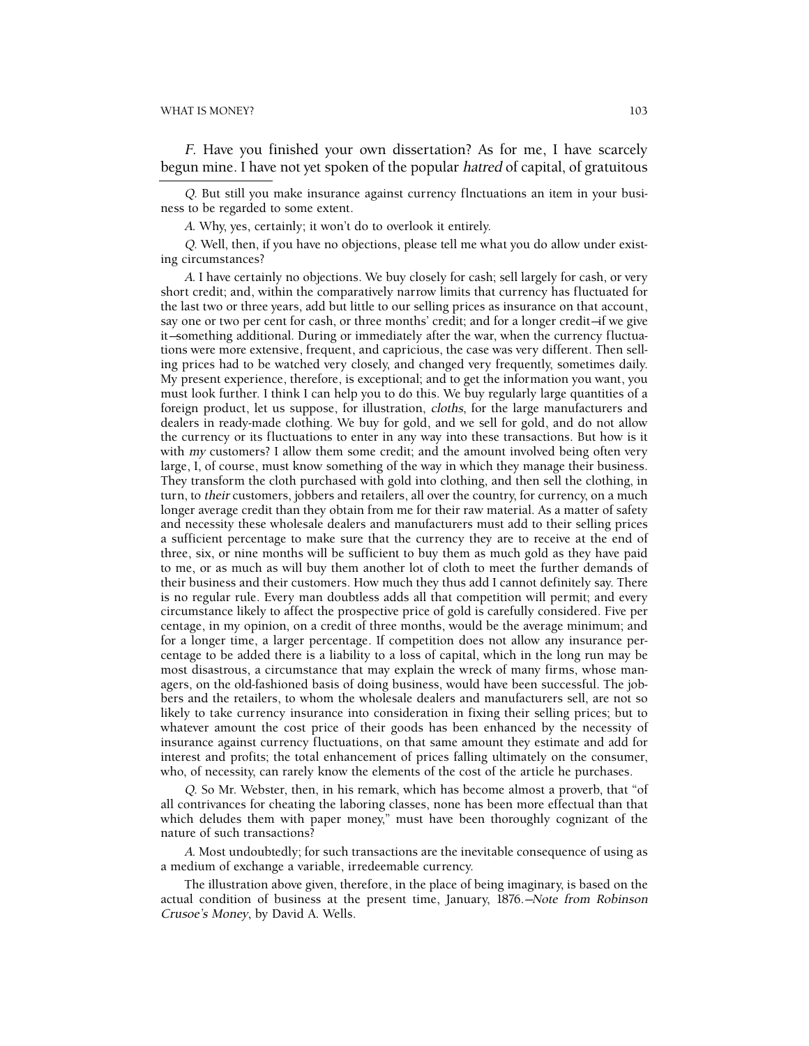*F.* Have you finished your own dissertation? As for me, I have scarcely begun mine. I have not yet spoken of the popular *hatred* of capital, of gratuitous

---

*Q.* But still you make insurance against currency flnctuations an item in your business to be regarded to some extent.

*A.* Why, yes, certainly; it won't do to overlook it entirely.

*Q.* Well, then, if you have no objections, please tell me what you do allow under existing circumstances?

*A.* I have certainly no objections. We buy closely for cash; sell largely for cash, or very short credit; and, within the comparatively narrow limits that currency has fluctuated for the last two or three years, add but little to our selling prices as insurance on that account, say one or two per cent for cash, or three months' credit; and for a longer credit—if we give it—something additional. During or immediately after the war, when the currency fluctuations were more extensive, frequent, and capricious, the case was very different. Then selling prices had to be watched very closely, and changed very frequently, sometimes daily. My present experience, therefore, is exceptional; and to get the information you want, you must look further. I think I can help you to do this. We buy regularly large quantities of a foreign product, let us suppose, for illustration, *cloths*, for the large manufacturers and dealers in ready-made clothing. We buy for gold, and we sell for gold, and do not allow the currency or its fluctuations to enter in any way into these transactions. But how is it with *my* customers? I allow them some credit; and the amount involved being often very large, I, of course, must know something of the way in which they manage their business. They transform the cloth purchased with gold into clothing, and then sell the clothing, in turn, to *their* customers, jobbers and retailers, all over the country, for currency, on a much longer average credit than they obtain from me for their raw material. As a matter of safety and necessity these wholesale dealers and manufacturers must add to their selling prices a sufficient percentage to make sure that the currency they are to receive at the end of three, six, or nine months will be sufficient to buy them as much gold as they have paid to me, or as much as will buy them another lot of cloth to meet the further demands of their business and their customers. How much they thus add I cannot definitely say. There is no regular rule. Every man doubtless adds all that competition will permit; and every circumstance likely to affect the prospective price of gold is carefully considered. Five per centage, in my opinion, on a credit of three months, would be the average minimum; and for a longer time, a larger percentage. If competition does not allow any insurance percentage to be added there is a liability to a loss of capital, which in the long run may be most disastrous, a circumstance that may explain the wreck of many firms, whose managers, on the old-fashioned basis of doing business, would have been successful. The jobbers and the retailers, to whom the wholesale dealers and manufacturers sell, are not so likely to take currency insurance into consideration in fixing their selling prices; but to whatever amount the cost price of their goods has been enhanced by the necessity of insurance against currency fluctuations, on that same amount they estimate and add for interest and profits; the total enhancement of prices falling ultimately on the consumer, who, of necessity, can rarely know the elements of the cost of the article he purchases.

*Q.* So Mr. Webster, then, in his remark, which has become almost a proverb, that "of all contrivances for cheating the laboring classes, none has been more effectual than that which deludes them with paper money," must have been thoroughly cognizant of the nature of such transactions?

*A.* Most undoubtedly; for such transactions are the inevitable consequence of using as a medium of exchange a variable, irredeemable currency.

The illustration above given, therefore, in the place of being imaginary, is based on the actual condition of business at the present time, January, 1876.—*Note from Robinson Crusoe's Money*, by David A. Wells.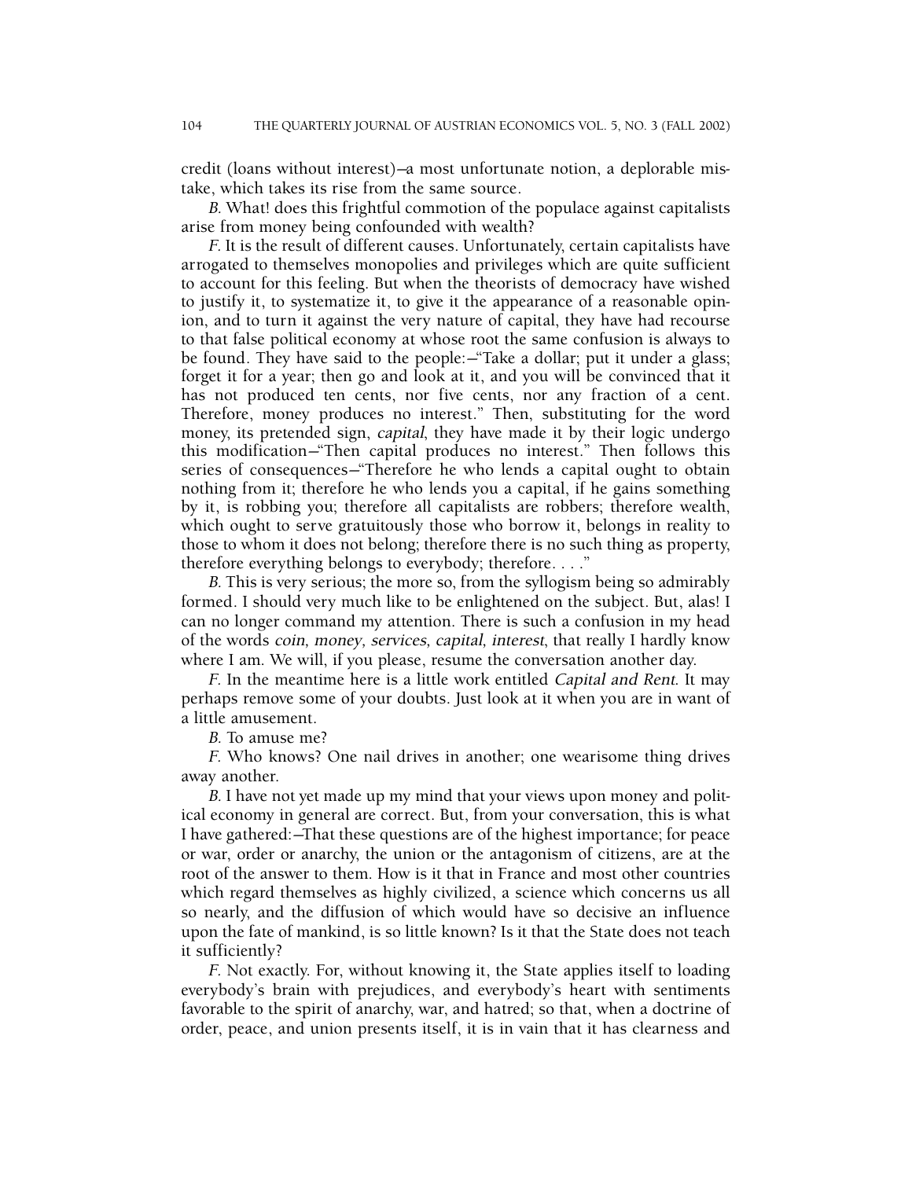credit (loans without interest)—a most unfortunate notion, a deplorable mistake, which takes its rise from the same source.

*B.* What! does this frightful commotion of the populace against capitalists arise from money being confounded with wealth?

*F.* It is the result of different causes. Unfortunately, certain capitalists have arrogated to themselves monopolies and privileges which are quite sufficient to account for this feeling. But when the theorists of democracy have wished to justify it, to systematize it, to give it the appearance of a reasonable opinion, and to turn it against the very nature of capital, they have had recourse to that false political economy at whose root the same confusion is always to be found. They have said to the people:—"Take a dollar; put it under a glass; forget it for a year; then go and look at it, and you will be convinced that it has not produced ten cents, nor five cents, nor any fraction of a cent. Therefore, money produces no interest." Then, substituting for the word money, its pretended sign, *capital*, they have made it by their logic undergo this modification—"Then capital produces no interest." Then follows this series of consequences—"Therefore he who lends a capital ought to obtain nothing from it; therefore he who lends you a capital, if he gains something by it, is robbing you; therefore all capitalists are robbers; therefore wealth, which ought to serve gratuitously those who borrow it, belongs in reality to those to whom it does not belong; therefore there is no such thing as property, therefore everything belongs to everybody; therefore. . . ."

*B.* This is very serious; the more so, from the syllogism being so admirably formed. I should very much like to be enlightened on the subject. But, alas! I can no longer command my attention. There is such a confusion in my head of the words *coin, money, services, capital, interest*, that really I hardly know where I am. We will, if you please, resume the conversation another day.

*F.* In the meantime here is a little work entitled *Capital and Rent*. It may perhaps remove some of your doubts. Just look at it when you are in want of a little amusement.

*B.* To amuse me?

*F.* Who knows? One nail drives in another; one wearisome thing drives away another.

*B.* I have not yet made up my mind that your views upon money and political economy in general are correct. But, from your conversation, this is what I have gathered:—That these questions are of the highest importance; for peace or war, order or anarchy, the union or the antagonism of citizens, are at the root of the answer to them. How is it that in France and most other countries which regard themselves as highly civilized, a science which concerns us all so nearly, and the diffusion of which would have so decisive an influence upon the fate of mankind, is so little known? Is it that the State does not teach it sufficiently?

*F.* Not exactly. For, without knowing it, the State applies itself to loading everybody's brain with prejudices, and everybody's heart with sentiments favorable to the spirit of anarchy, war, and hatred; so that, when a doctrine of order, peace, and union presents itself, it is in vain that it has clearness and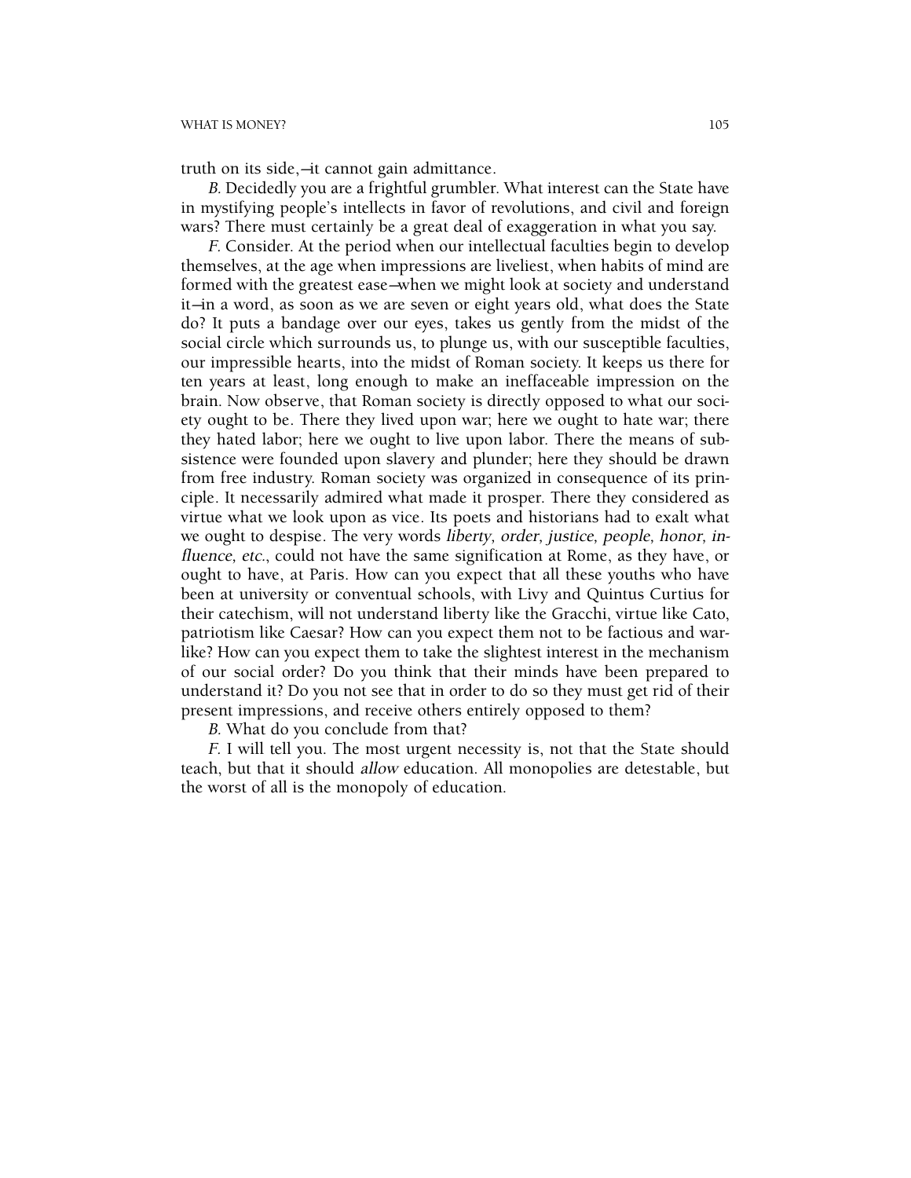truth on its side,—it cannot gain admittance.

*B.* Decidedly you are a frightful grumbler. What interest can the State have in mystifying people's intellects in favor of revolutions, and civil and foreign wars? There must certainly be a great deal of exaggeration in what you say.

*F.* Consider. At the period when our intellectual faculties begin to develop themselves, at the age when impressions are liveliest, when habits of mind are formed with the greatest ease—when we might look at society and understand it—in a word, as soon as we are seven or eight years old, what does the State do? It puts a bandage over our eyes, takes us gently from the midst of the social circle which surrounds us, to plunge us, with our susceptible faculties, our impressible hearts, into the midst of Roman society. It keeps us there for ten years at least, long enough to make an ineffaceable impression on the brain. Now observe, that Roman society is directly opposed to what our society ought to be. There they lived upon war; here we ought to hate war; there they hated labor; here we ought to live upon labor. There the means of subsistence were founded upon slavery and plunder; here they should be drawn from free industry. Roman society was organized in consequence of its principle. It necessarily admired what made it prosper. There they considered as virtue what we look upon as vice. Its poets and historians had to exalt what we ought to despise. The very words *liberty, order, justice, people, honor, influence, etc.*, could not have the same signification at Rome, as they have, or ought to have, at Paris. How can you expect that all these youths who have been at university or conventual schools, with Livy and Quintus Curtius for their catechism, will not understand liberty like the Gracchi, virtue like Cato, patriotism like Caesar? How can you expect them not to be factious and warlike? How can you expect them to take the slightest interest in the mechanism of our social order? Do you think that their minds have been prepared to understand it? Do you not see that in order to do so they must get rid of their present impressions, and receive others entirely opposed to them?

*B.* What do you conclude from that?

*F.* I will tell you. The most urgent necessity is, not that the State should teach, but that it should *allow* education. All monopolies are detestable, but the worst of all is the monopoly of education.